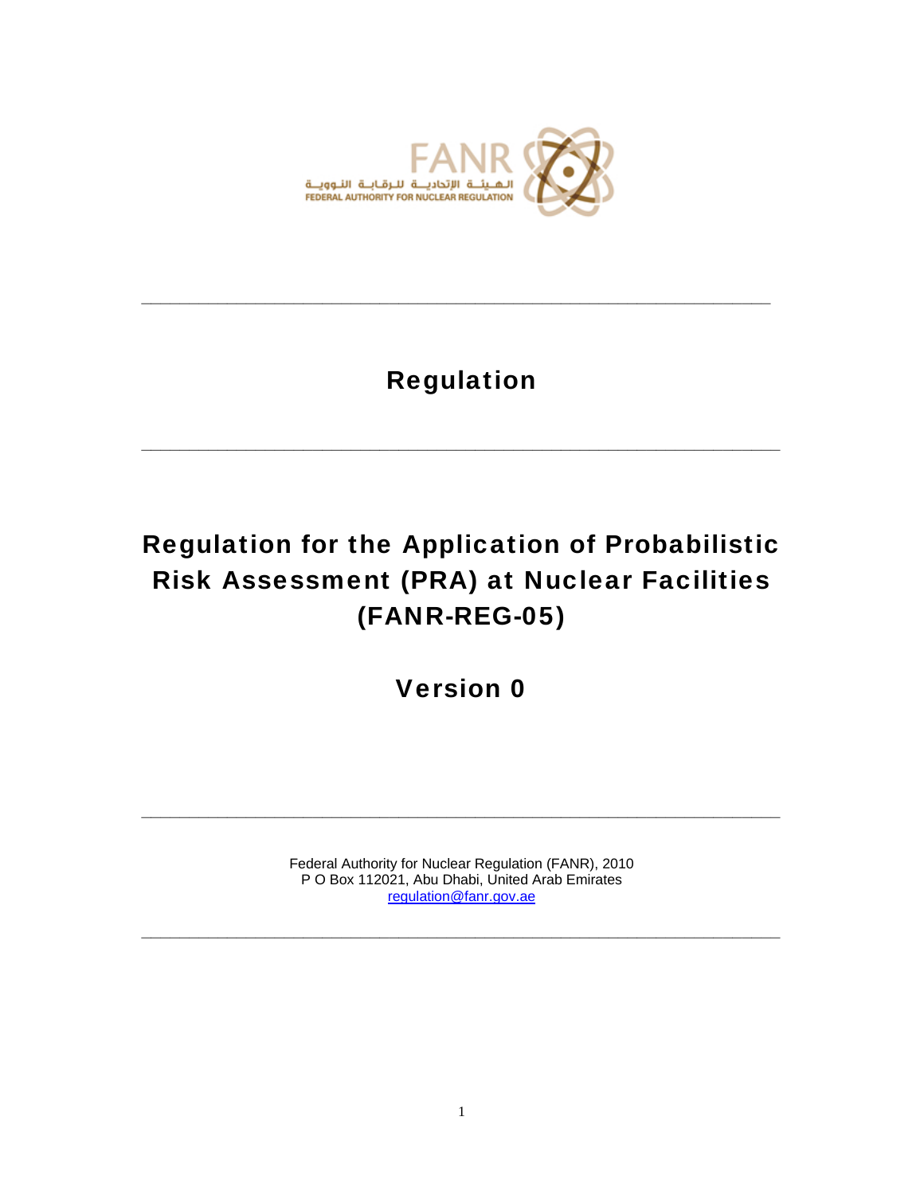الهيئة الاتحادية للرقابة النووية
FEDERAL AUTHORITY FOR NUCLEAR REGULATION

FANR

---

# Regulation

---

# Regulation for the Application of Probabilistic Risk Assessment (PRA) at Nuclear Facilities (FANR-REG-05)

## Version 0

---

Federal Authority for Nuclear Regulation (FANR), 2010
P O Box 112021, Abu Dhabi, United Arab Emirates
regulation@fanr.gov.ae

---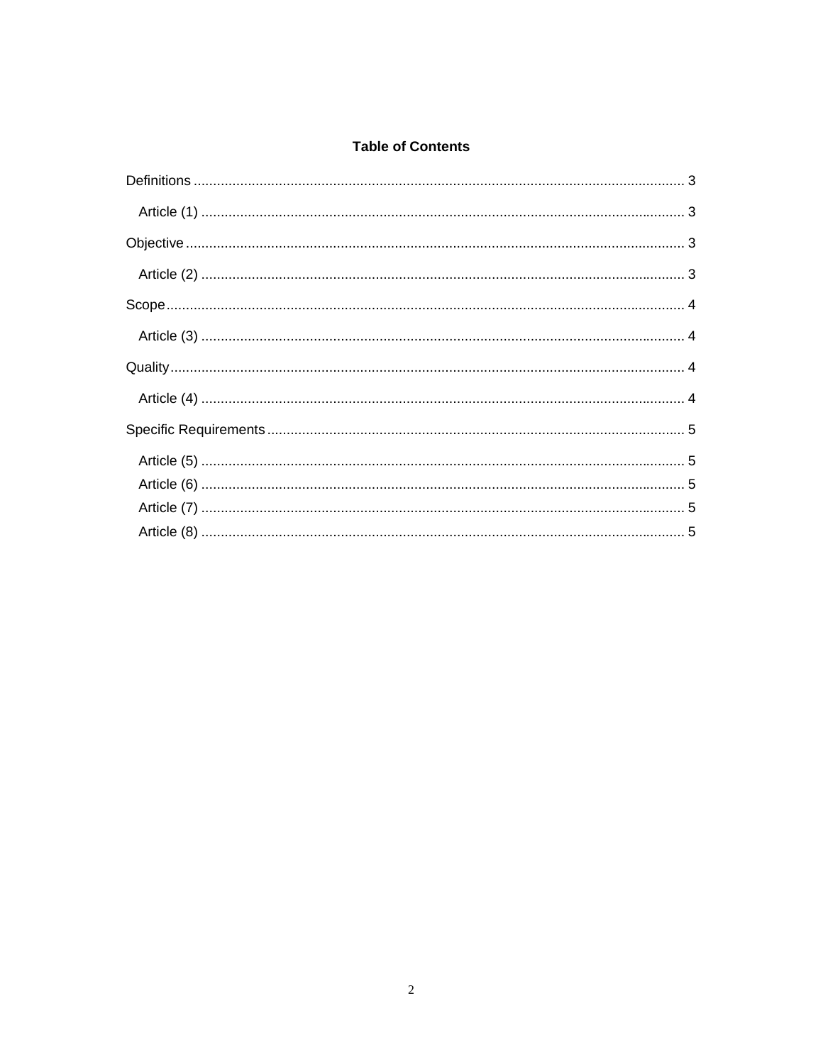**Table of Contents**

Definitions ............................................................................................................................ 3

  Article (1) ......................................................................................................................... 3

Objective ............................................................................................................................. 3

  Article (2) ......................................................................................................................... 3

Scope .................................................................................................................................... 4

  Article (3) ......................................................................................................................... 4

Quality .................................................................................................................................. 4

  Article (4) ......................................................................................................................... 4

Specific Requirements ......................................................................................................... 5

  Article (5) ......................................................................................................................... 5
  Article (6) ......................................................................................................................... 5
  Article (7) ......................................................................................................................... 5
  Article (8) ......................................................................................................................... 5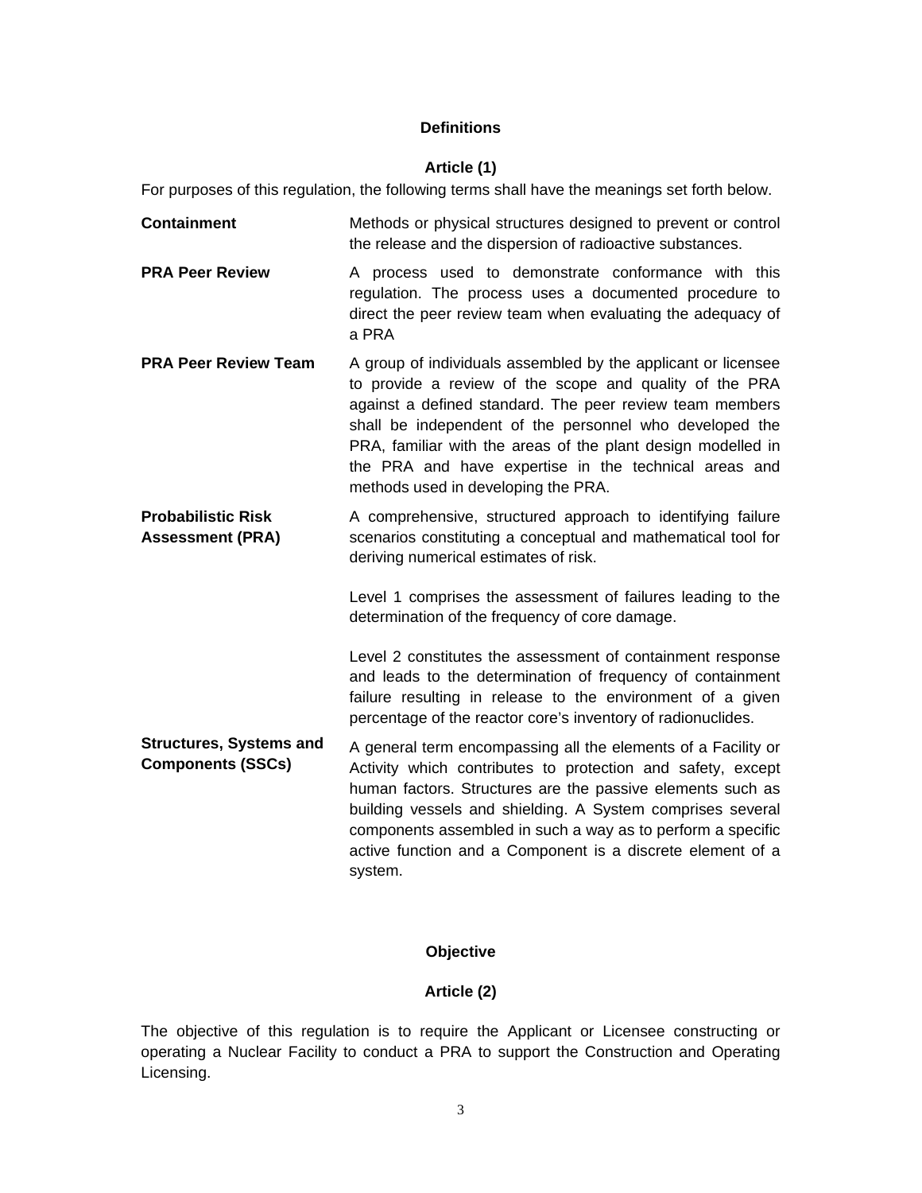## Definitions

### Article (1)

For purposes of this regulation, the following terms shall have the meanings set forth below.

| Term | Definition |
|---|---|
| **Containment** | Methods or physical structures designed to prevent or control the release and the dispersion of radioactive substances. |
| **PRA Peer Review** | A process used to demonstrate conformance with this regulation. The process uses a documented procedure to direct the peer review team when evaluating the adequacy of a PRA |
| **PRA Peer Review Team** | A group of individuals assembled by the applicant or licensee to provide a review of the scope and quality of the PRA against a defined standard. The peer review team members shall be independent of the personnel who developed the PRA, familiar with the areas of the plant design modelled in the PRA and have expertise in the technical areas and methods used in developing the PRA. |
| **Probabilistic Risk Assessment (PRA)** | A comprehensive, structured approach to identifying failure scenarios constituting a conceptual and mathematical tool for deriving numerical estimates of risk.<br><br>Level 1 comprises the assessment of failures leading to the determination of the frequency of core damage.<br><br>Level 2 constitutes the assessment of containment response and leads to the determination of frequency of containment failure resulting in release to the environment of a given percentage of the reactor core's inventory of radionuclides. |
| **Structures, Systems and Components (SSCs)** | A general term encompassing all the elements of a Facility or Activity which contributes to protection and safety, except human factors. Structures are the passive elements such as building vessels and shielding. A System comprises several components assembled in such a way as to perform a specific active function and a Component is a discrete element of a system. |

## Objective

### Article (2)

The objective of this regulation is to require the Applicant or Licensee constructing or operating a Nuclear Facility to conduct a PRA to support the Construction and Operating Licensing.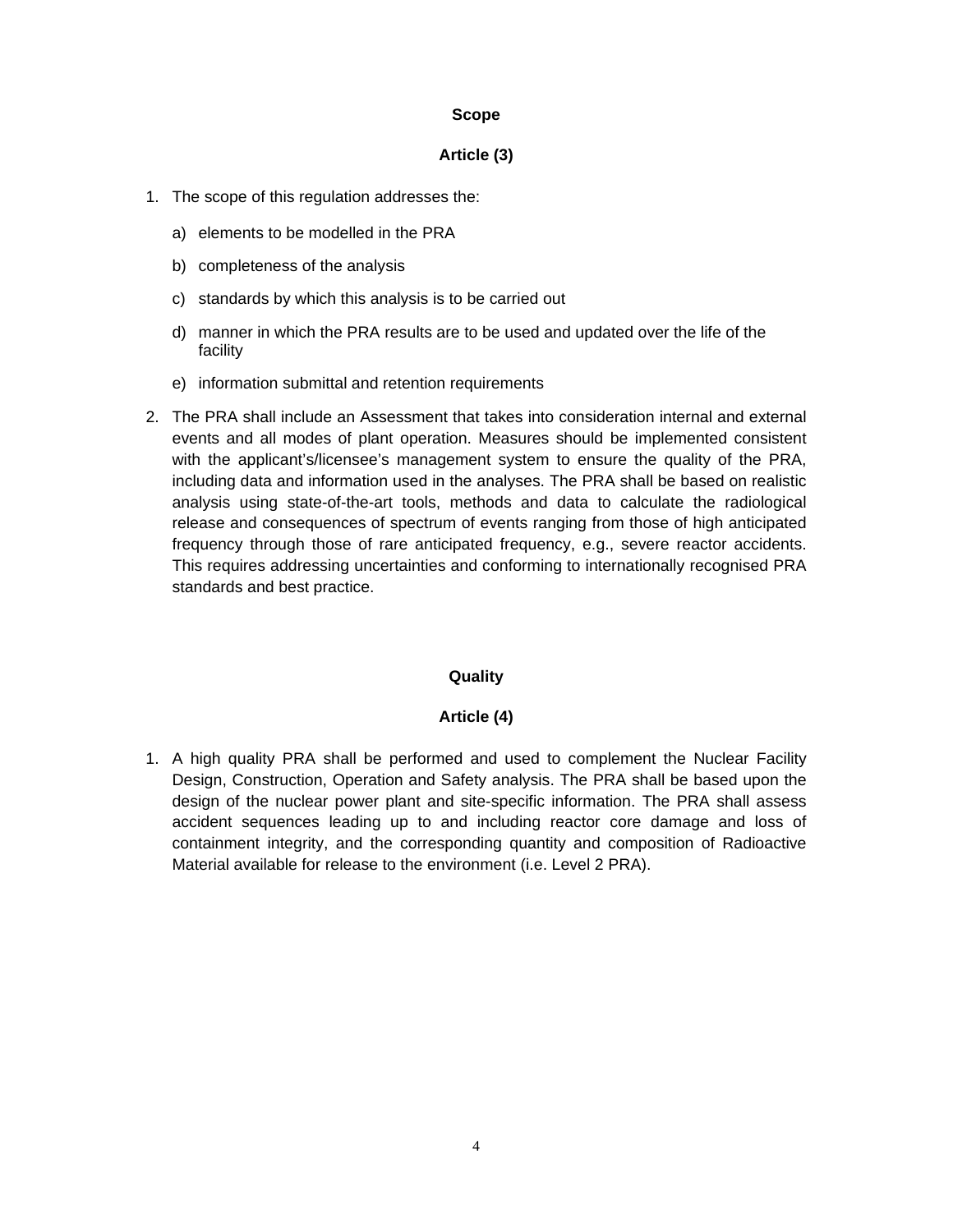**Scope**

**Article (3)**

1. The scope of this regulation addresses the:

   a) elements to be modelled in the PRA

   b) completeness of the analysis

   c) standards by which this analysis is to be carried out

   d) manner in which the PRA results are to be used and updated over the life of the facility

   e) information submittal and retention requirements

2. The PRA shall include an Assessment that takes into consideration internal and external events and all modes of plant operation. Measures should be implemented consistent with the applicant's/licensee's management system to ensure the quality of the PRA, including data and information used in the analyses. The PRA shall be based on realistic analysis using state-of-the-art tools, methods and data to calculate the radiological release and consequences of spectrum of events ranging from those of high anticipated frequency through those of rare anticipated frequency, e.g., severe reactor accidents. This requires addressing uncertainties and conforming to internationally recognised PRA standards and best practice.

**Quality**

**Article (4)**

1. A high quality PRA shall be performed and used to complement the Nuclear Facility Design, Construction, Operation and Safety analysis. The PRA shall be based upon the design of the nuclear power plant and site-specific information. The PRA shall assess accident sequences leading up to and including reactor core damage and loss of containment integrity, and the corresponding quantity and composition of Radioactive Material available for release to the environment (i.e. Level 2 PRA).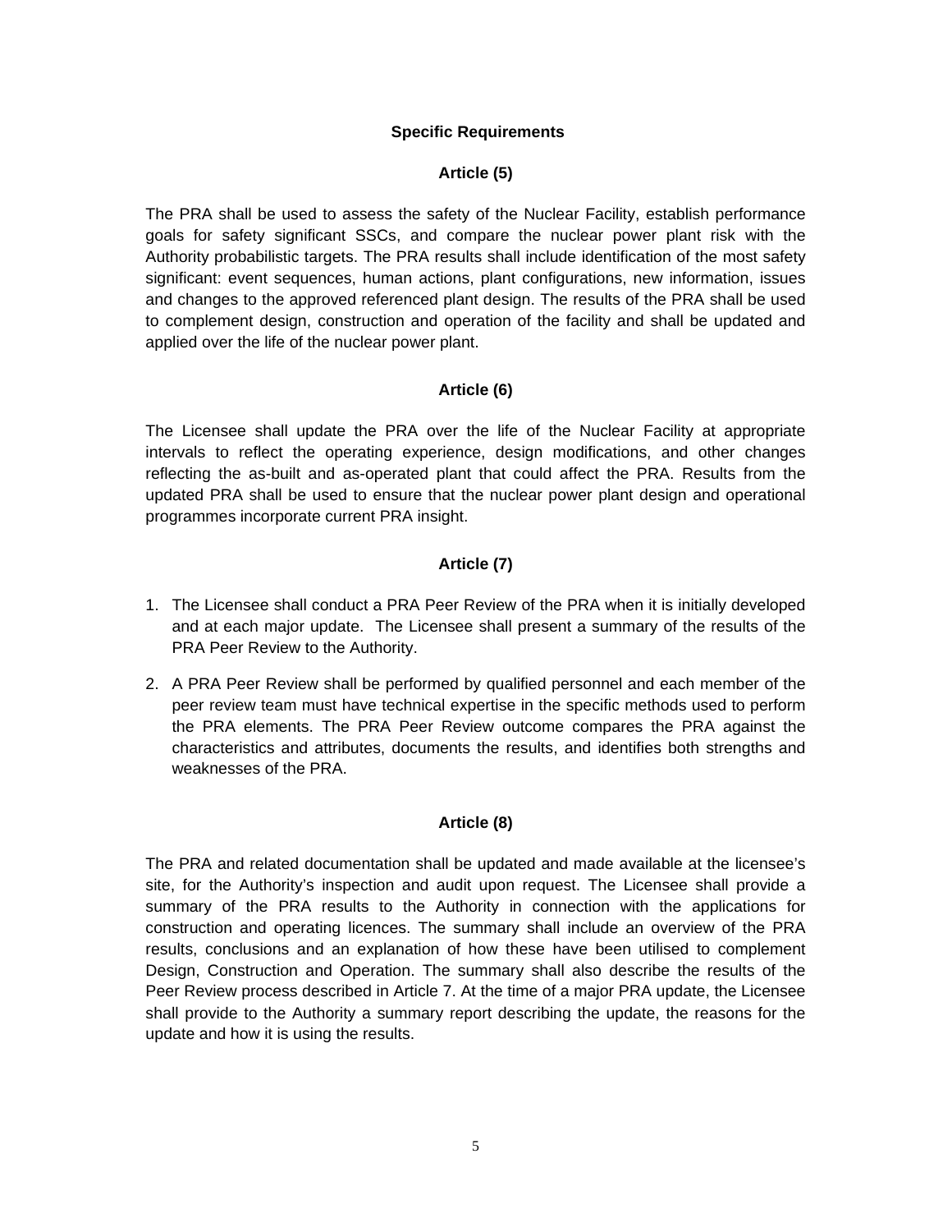## Specific Requirements

### Article (5)

The PRA shall be used to assess the safety of the Nuclear Facility, establish performance goals for safety significant SSCs, and compare the nuclear power plant risk with the Authority probabilistic targets. The PRA results shall include identification of the most safety significant: event sequences, human actions, plant configurations, new information, issues and changes to the approved referenced plant design. The results of the PRA shall be used to complement design, construction and operation of the facility and shall be updated and applied over the life of the nuclear power plant.

### Article (6)

The Licensee shall update the PRA over the life of the Nuclear Facility at appropriate intervals to reflect the operating experience, design modifications, and other changes reflecting the as-built and as-operated plant that could affect the PRA. Results from the updated PRA shall be used to ensure that the nuclear power plant design and operational programmes incorporate current PRA insight.

### Article (7)

1. The Licensee shall conduct a PRA Peer Review of the PRA when it is initially developed and at each major update. The Licensee shall present a summary of the results of the PRA Peer Review to the Authority.
2. A PRA Peer Review shall be performed by qualified personnel and each member of the peer review team must have technical expertise in the specific methods used to perform the PRA elements. The PRA Peer Review outcome compares the PRA against the characteristics and attributes, documents the results, and identifies both strengths and weaknesses of the PRA.

### Article (8)

The PRA and related documentation shall be updated and made available at the licensee's site, for the Authority's inspection and audit upon request. The Licensee shall provide a summary of the PRA results to the Authority in connection with the applications for construction and operating licences. The summary shall include an overview of the PRA results, conclusions and an explanation of how these have been utilised to complement Design, Construction and Operation. The summary shall also describe the results of the Peer Review process described in Article 7. At the time of a major PRA update, the Licensee shall provide to the Authority a summary report describing the update, the reasons for the update and how it is using the results.